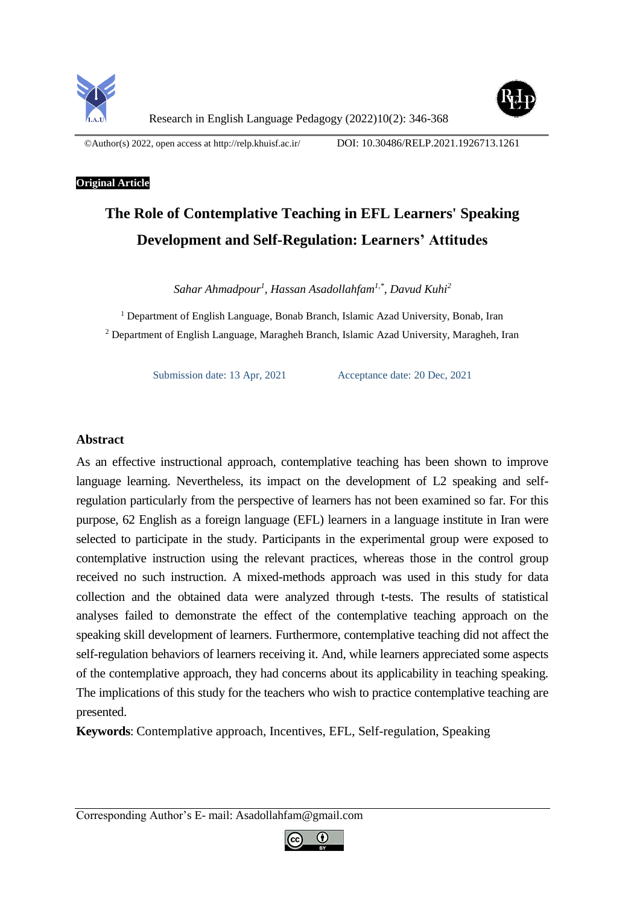©Author(s) 2022, open access at http://relp.khuisf.ac.ir/ DOI: 10.30486/RELP.2021.1926713.1261

**Original Article**

# The Role of Contemplative Teaching in EFL Learners' Speaking Development and Self-Regulation: Learners' Attitudes

*Sahar Ahmadpour[1], Hassan Asadollahfam[1,*], Davud Kuhi[2]*

[1] Department of English Language, Bonab Branch, Islamic Azad University, Bonab, Iran

[2] Department of English Language, Maragheh Branch, Islamic Azad University, Maragheh, Iran

Submission date: 13 Apr, 2021 Acceptance date: 20 Dec, 2021

## Abstract

As an effective instructional approach, contemplative teaching has been shown to improve language learning. Nevertheless, its impact on the development of L2 speaking and self-regulation particularly from the perspective of learners has not been examined so far. For this purpose, 62 English as a foreign language (EFL) learners in a language institute in Iran were selected to participate in the study. Participants in the experimental group were exposed to contemplative instruction using the relevant practices, whereas those in the control group received no such instruction. A mixed-methods approach was used in this study for data collection and the obtained data were analyzed through t-tests. The results of statistical analyses failed to demonstrate the effect of the contemplative teaching approach on the speaking skill development of learners. Furthermore, contemplative teaching did not affect the self-regulation behaviors of learners receiving it. And, while learners appreciated some aspects of the contemplative approach, they had concerns about its applicability in teaching speaking. The implications of this study for the teachers who wish to practice contemplative teaching are presented.

**Keywords**: Contemplative approach, Incentives, EFL, Self-regulation, Speaking

Corresponding Author's E- mail: Asadollahfam@gmail.com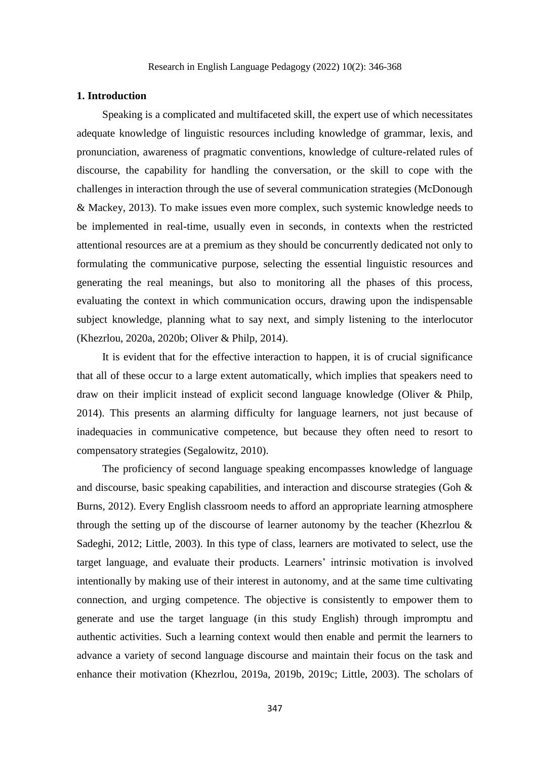## 1. Introduction

Speaking is a complicated and multifaceted skill, the expert use of which necessitates adequate knowledge of linguistic resources including knowledge of grammar, lexis, and pronunciation, awareness of pragmatic conventions, knowledge of culture-related rules of discourse, the capability for handling the conversation, or the skill to cope with the challenges in interaction through the use of several communication strategies (McDonough & Mackey, 2013). To make issues even more complex, such systemic knowledge needs to be implemented in real-time, usually even in seconds, in contexts when the restricted attentional resources are at a premium as they should be concurrently dedicated not only to formulating the communicative purpose, selecting the essential linguistic resources and generating the real meanings, but also to monitoring all the phases of this process, evaluating the context in which communication occurs, drawing upon the indispensable subject knowledge, planning what to say next, and simply listening to the interlocutor (Khezrlou, 2020a, 2020b; Oliver & Philp, 2014).

It is evident that for the effective interaction to happen, it is of crucial significance that all of these occur to a large extent automatically, which implies that speakers need to draw on their implicit instead of explicit second language knowledge (Oliver & Philp, 2014). This presents an alarming difficulty for language learners, not just because of inadequacies in communicative competence, but because they often need to resort to compensatory strategies (Segalowitz, 2010).

The proficiency of second language speaking encompasses knowledge of language and discourse, basic speaking capabilities, and interaction and discourse strategies (Goh & Burns, 2012). Every English classroom needs to afford an appropriate learning atmosphere through the setting up of the discourse of learner autonomy by the teacher (Khezrlou & Sadeghi, 2012; Little, 2003). In this type of class, learners are motivated to select, use the target language, and evaluate their products. Learners' intrinsic motivation is involved intentionally by making use of their interest in autonomy, and at the same time cultivating connection, and urging competence. The objective is consistently to empower them to generate and use the target language (in this study English) through impromptu and authentic activities. Such a learning context would then enable and permit the learners to advance a variety of second language discourse and maintain their focus on the task and enhance their motivation (Khezrlou, 2019a, 2019b, 2019c; Little, 2003). The scholars of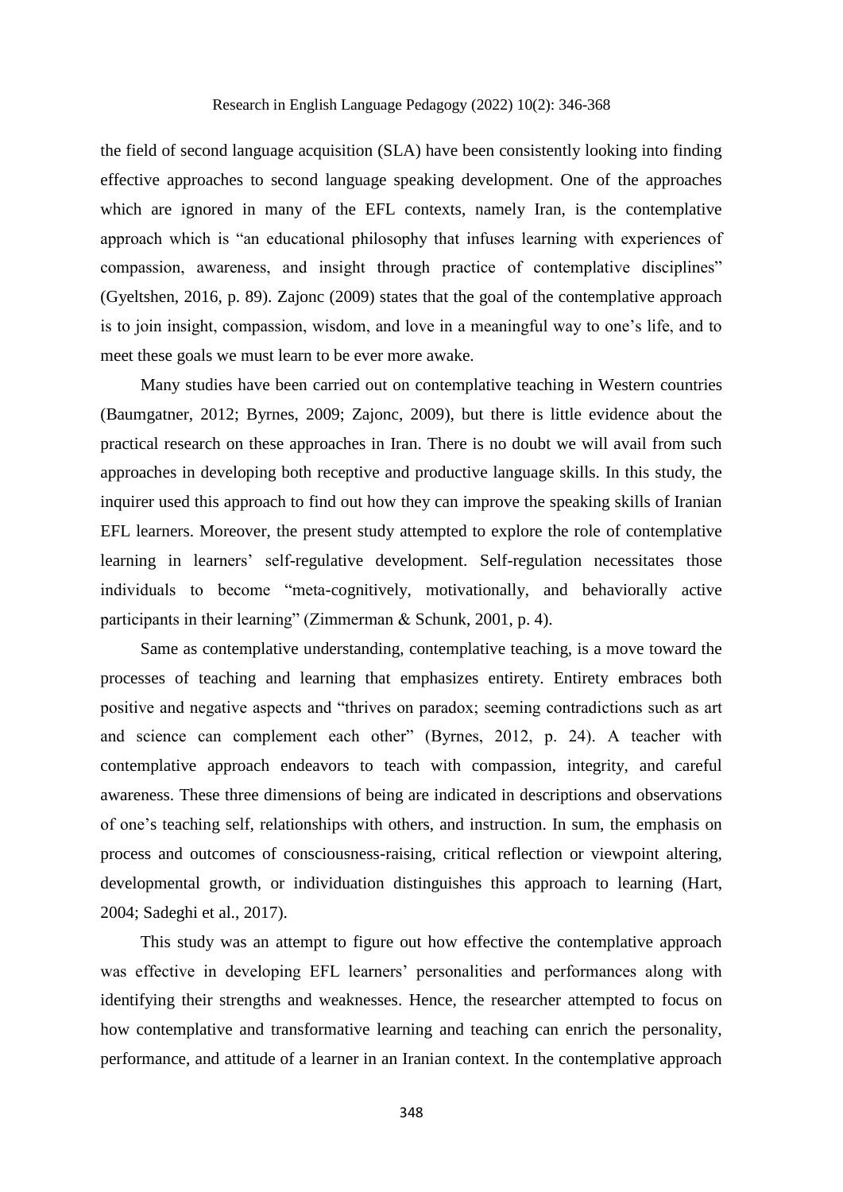the field of second language acquisition (SLA) have been consistently looking into finding effective approaches to second language speaking development. One of the approaches which are ignored in many of the EFL contexts, namely Iran, is the contemplative approach which is "an educational philosophy that infuses learning with experiences of compassion, awareness, and insight through practice of contemplative disciplines" (Gyeltshen, 2016, p. 89). Zajonc (2009) states that the goal of the contemplative approach is to join insight, compassion, wisdom, and love in a meaningful way to one's life, and to meet these goals we must learn to be ever more awake.

Many studies have been carried out on contemplative teaching in Western countries (Baumgatner, 2012; Byrnes, 2009; Zajonc, 2009), but there is little evidence about the practical research on these approaches in Iran. There is no doubt we will avail from such approaches in developing both receptive and productive language skills. In this study, the inquirer used this approach to find out how they can improve the speaking skills of Iranian EFL learners. Moreover, the present study attempted to explore the role of contemplative learning in learners' self-regulative development. Self-regulation necessitates those individuals to become "meta-cognitively, motivationally, and behaviorally active participants in their learning" (Zimmerman & Schunk, 2001, p. 4).

Same as contemplative understanding, contemplative teaching, is a move toward the processes of teaching and learning that emphasizes entirety. Entirety embraces both positive and negative aspects and "thrives on paradox; seeming contradictions such as art and science can complement each other" (Byrnes, 2012, p. 24). A teacher with contemplative approach endeavors to teach with compassion, integrity, and careful awareness. These three dimensions of being are indicated in descriptions and observations of one's teaching self, relationships with others, and instruction. In sum, the emphasis on process and outcomes of consciousness-raising, critical reflection or viewpoint altering, developmental growth, or individuation distinguishes this approach to learning (Hart, 2004; Sadeghi et al., 2017).

This study was an attempt to figure out how effective the contemplative approach was effective in developing EFL learners' personalities and performances along with identifying their strengths and weaknesses. Hence, the researcher attempted to focus on how contemplative and transformative learning and teaching can enrich the personality, performance, and attitude of a learner in an Iranian context. In the contemplative approach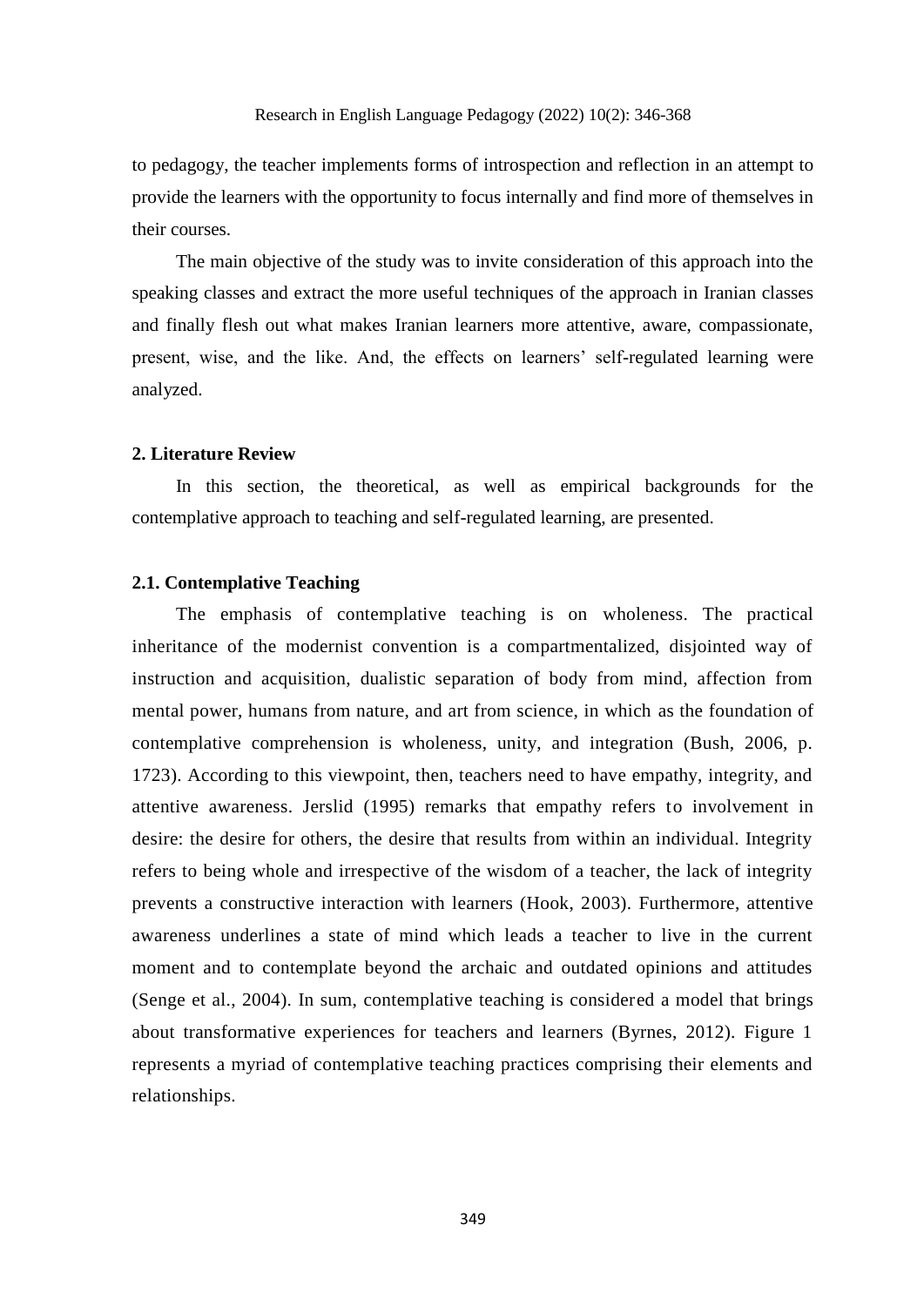to pedagogy, the teacher implements forms of introspection and reflection in an attempt to provide the learners with the opportunity to focus internally and find more of themselves in their courses.

The main objective of the study was to invite consideration of this approach into the speaking classes and extract the more useful techniques of the approach in Iranian classes and finally flesh out what makes Iranian learners more attentive, aware, compassionate, present, wise, and the like. And, the effects on learners' self-regulated learning were analyzed.

## 2. Literature Review

In this section, the theoretical, as well as empirical backgrounds for the contemplative approach to teaching and self-regulated learning, are presented.

### 2.1. Contemplative Teaching

The emphasis of contemplative teaching is on wholeness. The practical inheritance of the modernist convention is a compartmentalized, disjointed way of instruction and acquisition, dualistic separation of body from mind, affection from mental power, humans from nature, and art from science, in which as the foundation of contemplative comprehension is wholeness, unity, and integration (Bush, 2006, p. 1723). According to this viewpoint, then, teachers need to have empathy, integrity, and attentive awareness. Jerslid (1995) remarks that empathy refers to involvement in desire: the desire for others, the desire that results from within an individual. Integrity refers to being whole and irrespective of the wisdom of a teacher, the lack of integrity prevents a constructive interaction with learners (Hook, 2003). Furthermore, attentive awareness underlines a state of mind which leads a teacher to live in the current moment and to contemplate beyond the archaic and outdated opinions and attitudes (Senge et al., 2004). In sum, contemplative teaching is considered a model that brings about transformative experiences for teachers and learners (Byrnes, 2012). Figure 1 represents a myriad of contemplative teaching practices comprising their elements and relationships.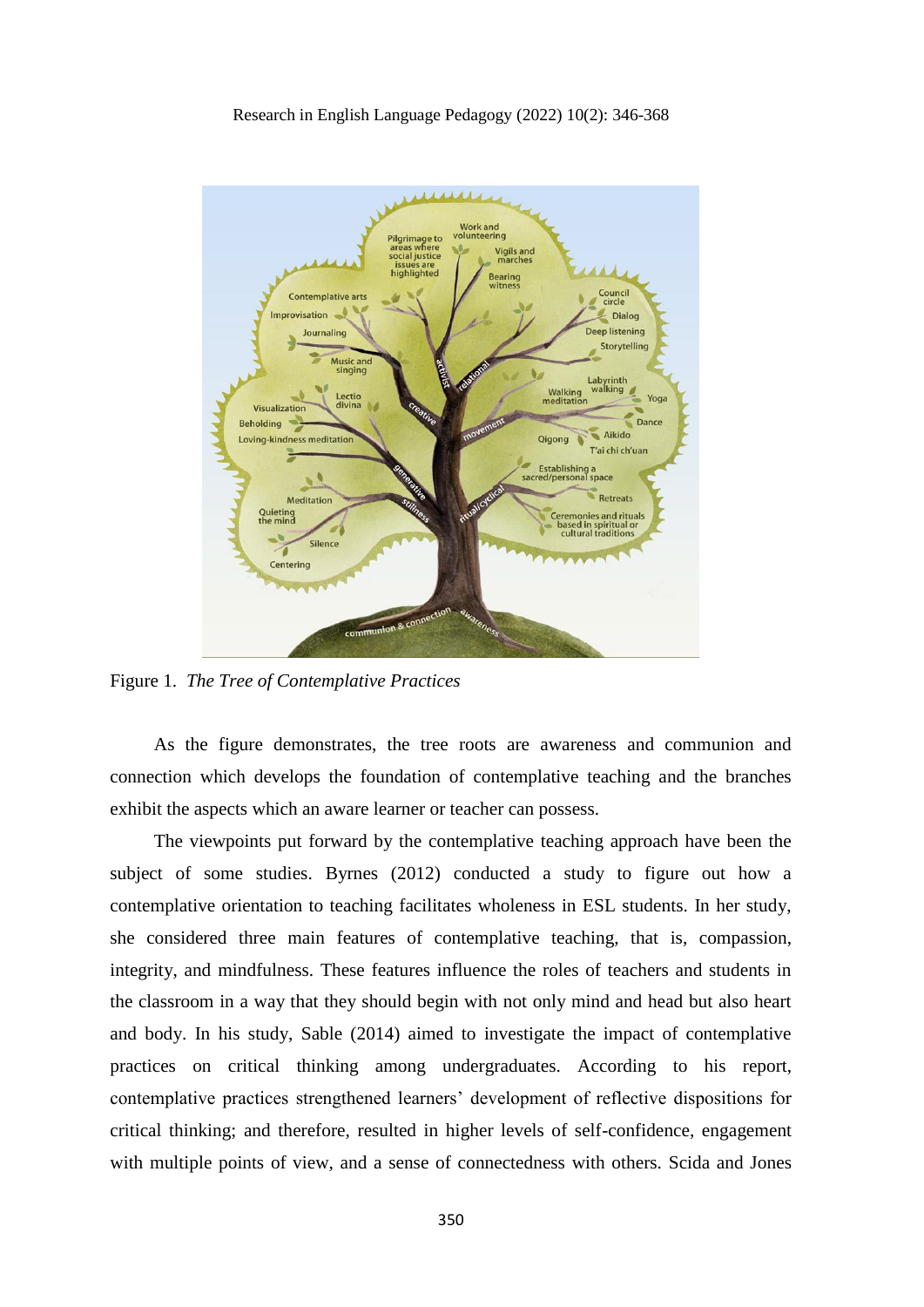Figure 1. *The Tree of Contemplative Practices*

As the figure demonstrates, the tree roots are awareness and communion and connection which develops the foundation of contemplative teaching and the branches exhibit the aspects which an aware learner or teacher can possess.

The viewpoints put forward by the contemplative teaching approach have been the subject of some studies. Byrnes (2012) conducted a study to figure out how a contemplative orientation to teaching facilitates wholeness in ESL students. In her study, she considered three main features of contemplative teaching, that is, compassion, integrity, and mindfulness. These features influence the roles of teachers and students in the classroom in a way that they should begin with not only mind and head but also heart and body. In his study, Sable (2014) aimed to investigate the impact of contemplative practices on critical thinking among undergraduates. According to his report, contemplative practices strengthened learners' development of reflective dispositions for critical thinking; and therefore, resulted in higher levels of self-confidence, engagement with multiple points of view, and a sense of connectedness with others. Scida and Jones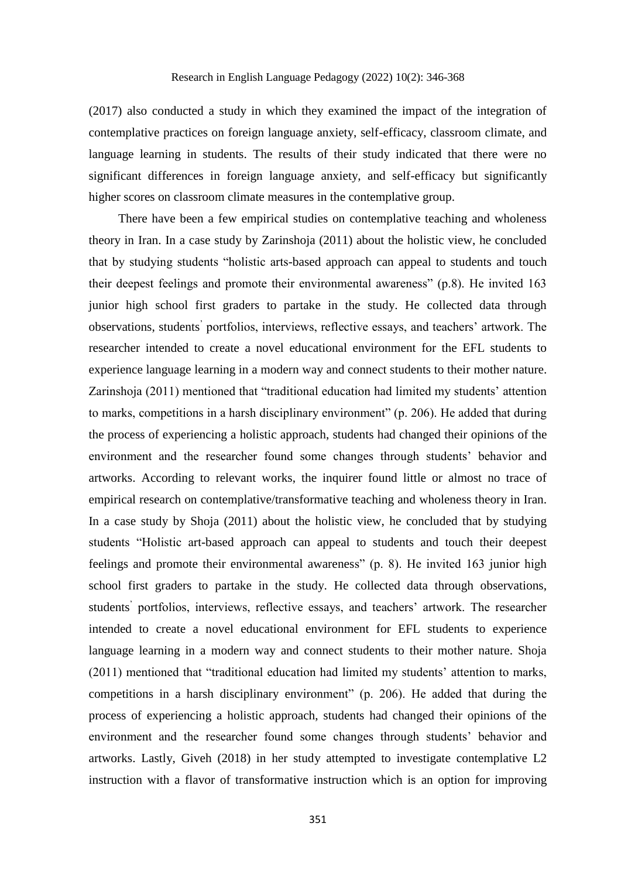(2017) also conducted a study in which they examined the impact of the integration of contemplative practices on foreign language anxiety, self-efficacy, classroom climate, and language learning in students. The results of their study indicated that there were no significant differences in foreign language anxiety, and self-efficacy but significantly higher scores on classroom climate measures in the contemplative group.

There have been a few empirical studies on contemplative teaching and wholeness theory in Iran. In a case study by Zarinshoja (2011) about the holistic view, he concluded that by studying students "holistic arts-based approach can appeal to students and touch their deepest feelings and promote their environmental awareness" (p.8). He invited 163 junior high school first graders to partake in the study. He collected data through observations, students' portfolios, interviews, reflective essays, and teachers' artwork. The researcher intended to create a novel educational environment for the EFL students to experience language learning in a modern way and connect students to their mother nature. Zarinshoja (2011) mentioned that "traditional education had limited my students' attention to marks, competitions in a harsh disciplinary environment" (p. 206). He added that during the process of experiencing a holistic approach, students had changed their opinions of the environment and the researcher found some changes through students' behavior and artworks. According to relevant works, the inquirer found little or almost no trace of empirical research on contemplative/transformative teaching and wholeness theory in Iran. In a case study by Shoja (2011) about the holistic view, he concluded that by studying students "Holistic art-based approach can appeal to students and touch their deepest feelings and promote their environmental awareness" (p. 8). He invited 163 junior high school first graders to partake in the study. He collected data through observations, students' portfolios, interviews, reflective essays, and teachers' artwork. The researcher intended to create a novel educational environment for EFL students to experience language learning in a modern way and connect students to their mother nature. Shoja (2011) mentioned that "traditional education had limited my students' attention to marks, competitions in a harsh disciplinary environment" (p. 206). He added that during the process of experiencing a holistic approach, students had changed their opinions of the environment and the researcher found some changes through students' behavior and artworks. Lastly, Giveh (2018) in her study attempted to investigate contemplative L2 instruction with a flavor of transformative instruction which is an option for improving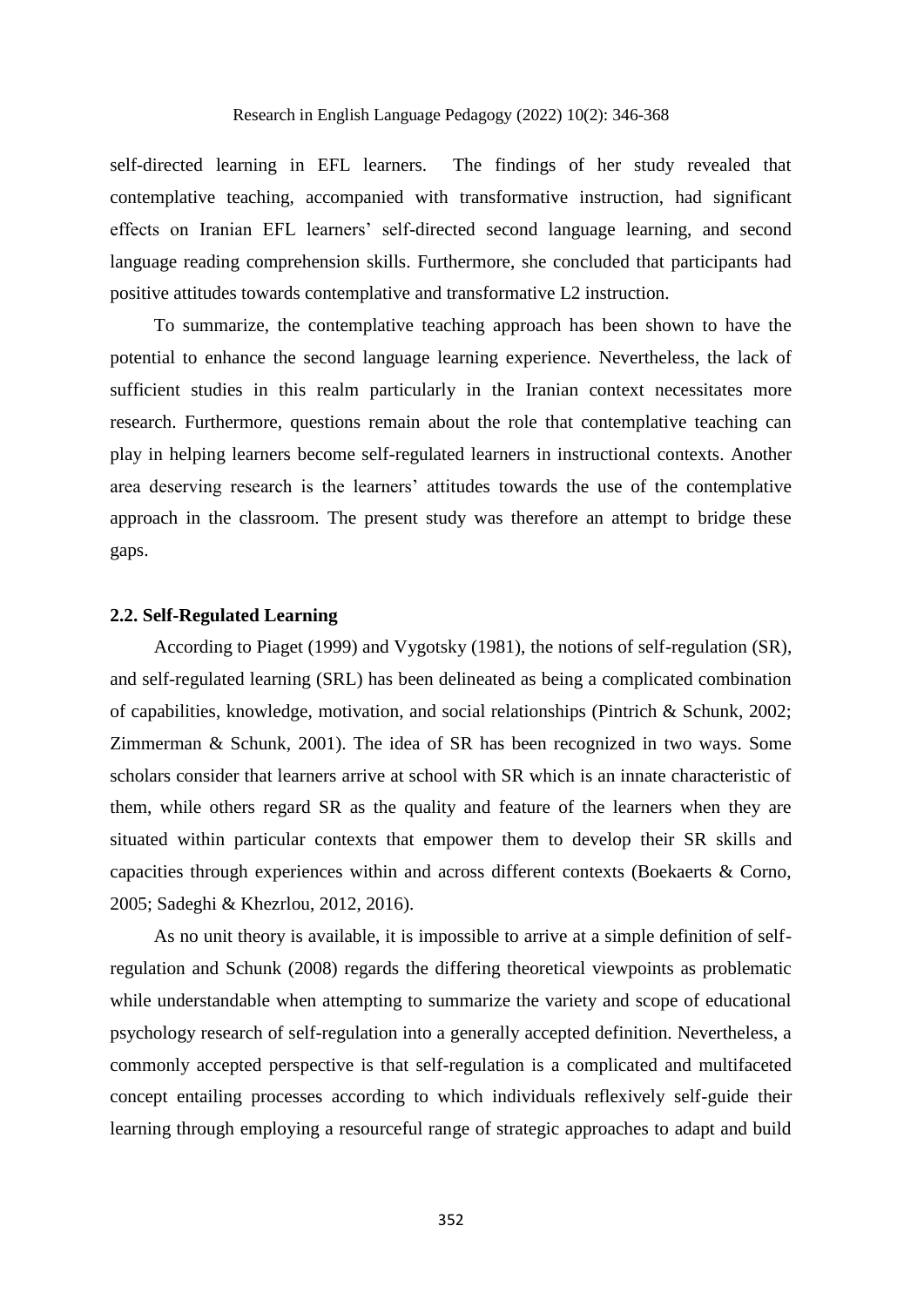self-directed learning in EFL learners. The findings of her study revealed that contemplative teaching, accompanied with transformative instruction, had significant effects on Iranian EFL learners' self-directed second language learning, and second language reading comprehension skills. Furthermore, she concluded that participants had positive attitudes towards contemplative and transformative L2 instruction.

To summarize, the contemplative teaching approach has been shown to have the potential to enhance the second language learning experience. Nevertheless, the lack of sufficient studies in this realm particularly in the Iranian context necessitates more research. Furthermore, questions remain about the role that contemplative teaching can play in helping learners become self-regulated learners in instructional contexts. Another area deserving research is the learners' attitudes towards the use of the contemplative approach in the classroom. The present study was therefore an attempt to bridge these gaps.

### 2.2. Self-Regulated Learning

According to Piaget (1999) and Vygotsky (1981), the notions of self-regulation (SR), and self-regulated learning (SRL) has been delineated as being a complicated combination of capabilities, knowledge, motivation, and social relationships (Pintrich & Schunk, 2002; Zimmerman & Schunk, 2001). The idea of SR has been recognized in two ways. Some scholars consider that learners arrive at school with SR which is an innate characteristic of them, while others regard SR as the quality and feature of the learners when they are situated within particular contexts that empower them to develop their SR skills and capacities through experiences within and across different contexts (Boekaerts & Corno, 2005; Sadeghi & Khezrlou, 2012, 2016).

As no unit theory is available, it is impossible to arrive at a simple definition of self-regulation and Schunk (2008) regards the differing theoretical viewpoints as problematic while understandable when attempting to summarize the variety and scope of educational psychology research of self-regulation into a generally accepted definition. Nevertheless, a commonly accepted perspective is that self-regulation is a complicated and multifaceted concept entailing processes according to which individuals reflexively self-guide their learning through employing a resourceful range of strategic approaches to adapt and build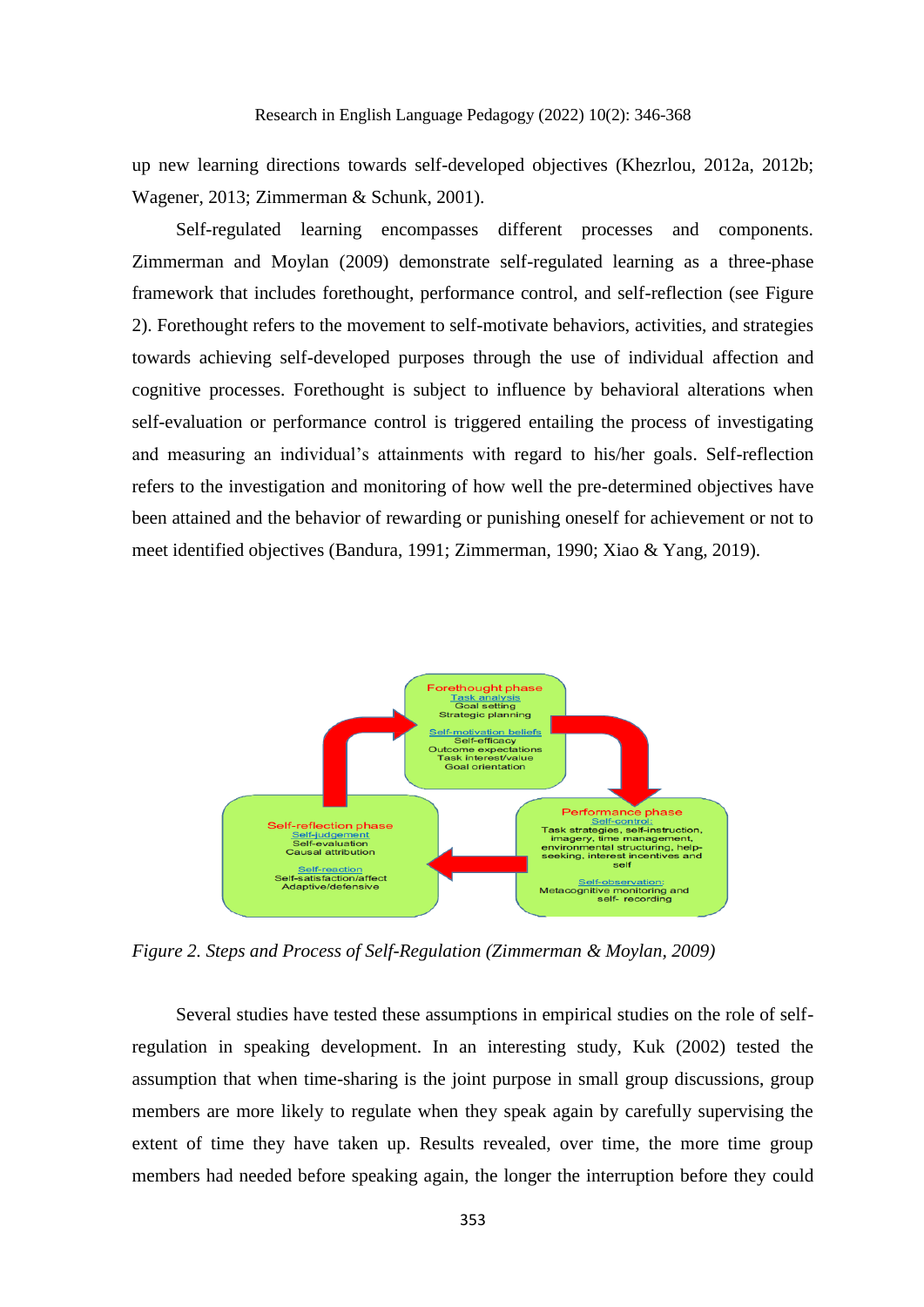up new learning directions towards self-developed objectives (Khezrlou, 2012a, 2012b; Wagener, 2013; Zimmerman & Schunk, 2001).

Self-regulated learning encompasses different processes and components. Zimmerman and Moylan (2009) demonstrate self-regulated learning as a three-phase framework that includes forethought, performance control, and self-reflection (see Figure 2). Forethought refers to the movement to self-motivate behaviors, activities, and strategies towards achieving self-developed purposes through the use of individual affection and cognitive processes. Forethought is subject to influence by behavioral alterations when self-evaluation or performance control is triggered entailing the process of investigating and measuring an individual's attainments with regard to his/her goals. Self-reflection refers to the investigation and monitoring of how well the pre-determined objectives have been attained and the behavior of rewarding or punishing oneself for achievement or not to meet identified objectives (Bandura, 1991; Zimmerman, 1990; Xiao & Yang, 2019).

Forethought phase
Task analysis
Goal setting
Strategic planning

Self-motivation beliefs
Self-efficacy
Outcome expectations
Task interest/value
Goal orientation

Performance phase
Self-control:
Task strategies, self-instruction, imagery, time management, environmental structuring, help-seeking, interest incentives and self

Self-observation:
Metacognitive monitoring and self- recording

Self-reflection phase
Self-judgement
Self-evaluation
Causal attribution

Self-reaction
Self-satisfaction/affect
Adaptive/defensive

*Figure 2. Steps and Process of Self-Regulation (Zimmerman & Moylan, 2009)*

Several studies have tested these assumptions in empirical studies on the role of self-regulation in speaking development. In an interesting study, Kuk (2002) tested the assumption that when time-sharing is the joint purpose in small group discussions, group members are more likely to regulate when they speak again by carefully supervising the extent of time they have taken up. Results revealed, over time, the more time group members had needed before speaking again, the longer the interruption before they could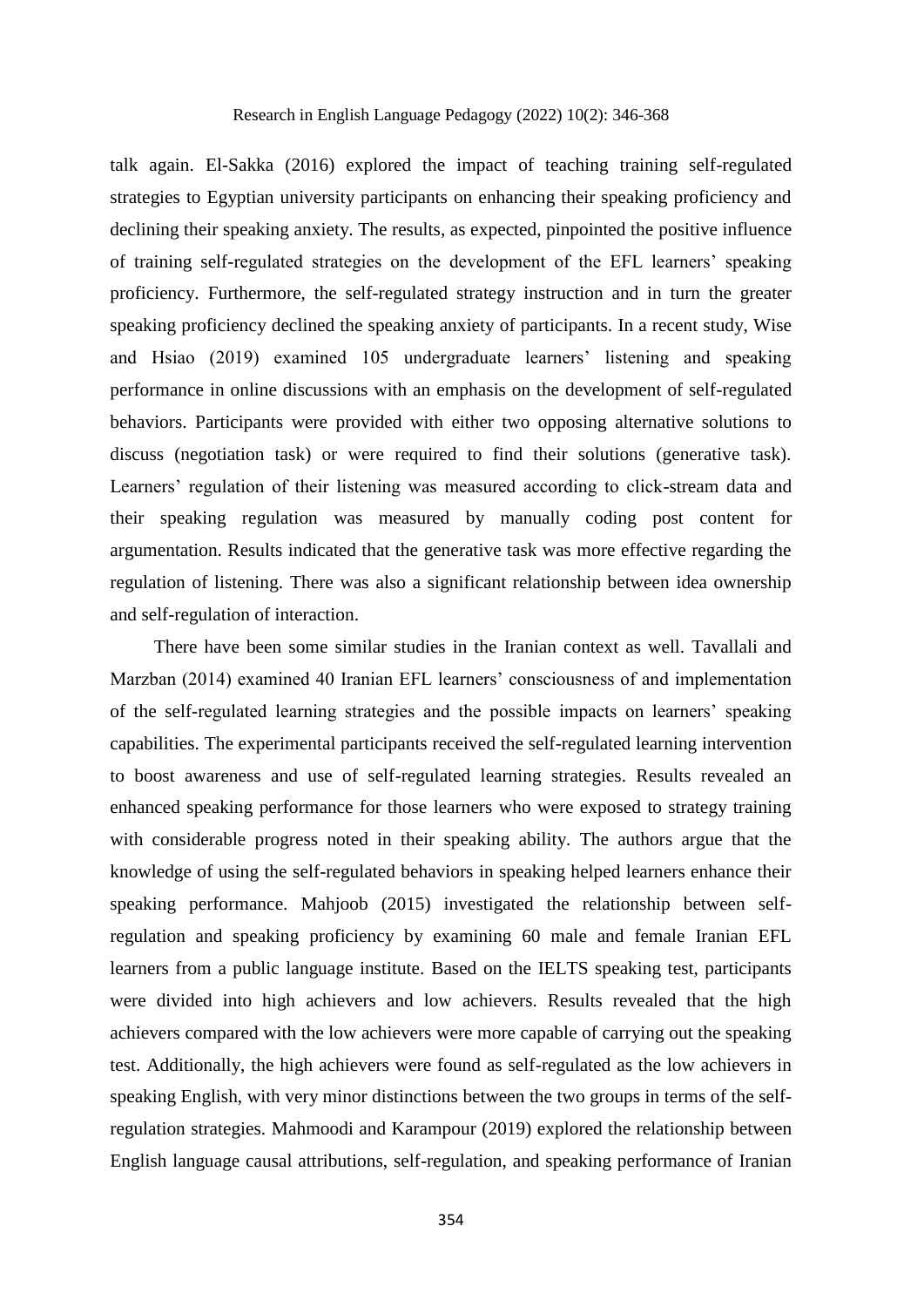talk again. El-Sakka (2016) explored the impact of teaching training self-regulated strategies to Egyptian university participants on enhancing their speaking proficiency and declining their speaking anxiety. The results, as expected, pinpointed the positive influence of training self-regulated strategies on the development of the EFL learners' speaking proficiency. Furthermore, the self-regulated strategy instruction and in turn the greater speaking proficiency declined the speaking anxiety of participants. In a recent study, Wise and Hsiao (2019) examined 105 undergraduate learners' listening and speaking performance in online discussions with an emphasis on the development of self-regulated behaviors. Participants were provided with either two opposing alternative solutions to discuss (negotiation task) or were required to find their solutions (generative task). Learners' regulation of their listening was measured according to click-stream data and their speaking regulation was measured by manually coding post content for argumentation. Results indicated that the generative task was more effective regarding the regulation of listening. There was also a significant relationship between idea ownership and self-regulation of interaction.

There have been some similar studies in the Iranian context as well. Tavallali and Marzban (2014) examined 40 Iranian EFL learners' consciousness of and implementation of the self-regulated learning strategies and the possible impacts on learners' speaking capabilities. The experimental participants received the self-regulated learning intervention to boost awareness and use of self-regulated learning strategies. Results revealed an enhanced speaking performance for those learners who were exposed to strategy training with considerable progress noted in their speaking ability. The authors argue that the knowledge of using the self-regulated behaviors in speaking helped learners enhance their speaking performance. Mahjoob (2015) investigated the relationship between self-regulation and speaking proficiency by examining 60 male and female Iranian EFL learners from a public language institute. Based on the IELTS speaking test, participants were divided into high achievers and low achievers. Results revealed that the high achievers compared with the low achievers were more capable of carrying out the speaking test. Additionally, the high achievers were found as self-regulated as the low achievers in speaking English, with very minor distinctions between the two groups in terms of the self-regulation strategies. Mahmoodi and Karampour (2019) explored the relationship between English language causal attributions, self-regulation, and speaking performance of Iranian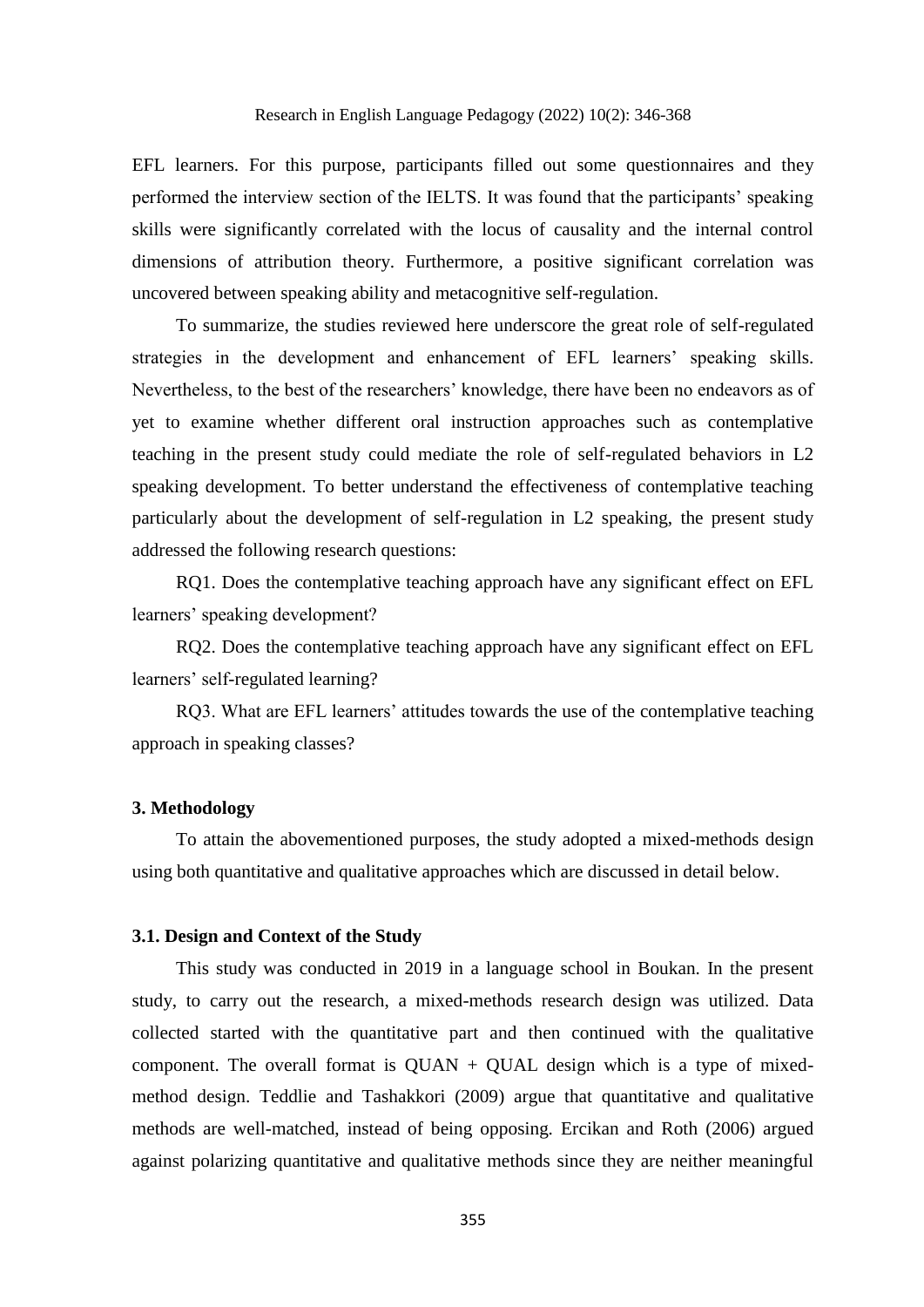EFL learners. For this purpose, participants filled out some questionnaires and they performed the interview section of the IELTS. It was found that the participants' speaking skills were significantly correlated with the locus of causality and the internal control dimensions of attribution theory. Furthermore, a positive significant correlation was uncovered between speaking ability and metacognitive self-regulation.

To summarize, the studies reviewed here underscore the great role of self-regulated strategies in the development and enhancement of EFL learners' speaking skills. Nevertheless, to the best of the researchers' knowledge, there have been no endeavors as of yet to examine whether different oral instruction approaches such as contemplative teaching in the present study could mediate the role of self-regulated behaviors in L2 speaking development. To better understand the effectiveness of contemplative teaching particularly about the development of self-regulation in L2 speaking, the present study addressed the following research questions:

RQ1. Does the contemplative teaching approach have any significant effect on EFL learners' speaking development?

RQ2. Does the contemplative teaching approach have any significant effect on EFL learners' self-regulated learning?

RQ3. What are EFL learners' attitudes towards the use of the contemplative teaching approach in speaking classes?

## 3. Methodology

To attain the abovementioned purposes, the study adopted a mixed-methods design using both quantitative and qualitative approaches which are discussed in detail below.

### 3.1. Design and Context of the Study

This study was conducted in 2019 in a language school in Boukan. In the present study, to carry out the research, a mixed-methods research design was utilized. Data collected started with the quantitative part and then continued with the qualitative component. The overall format is QUAN + QUAL design which is a type of mixed-method design. Teddlie and Tashakkori (2009) argue that quantitative and qualitative methods are well-matched, instead of being opposing. Ercikan and Roth (2006) argued against polarizing quantitative and qualitative methods since they are neither meaningful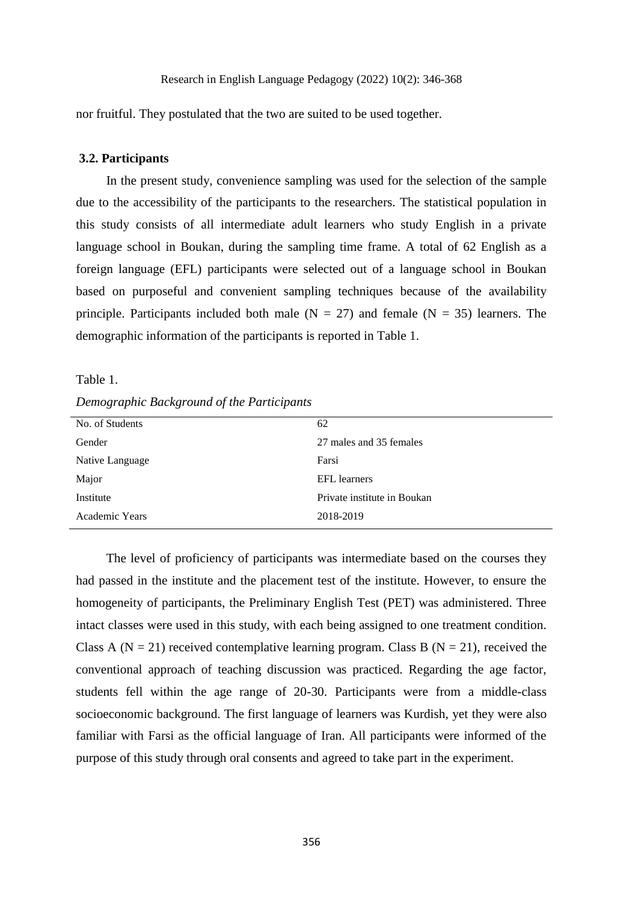nor fruitful. They postulated that the two are suited to be used together.

### 3.2. Participants

In the present study, convenience sampling was used for the selection of the sample due to the accessibility of the participants to the researchers. The statistical population in this study consists of all intermediate adult learners who study English in a private language school in Boukan, during the sampling time frame. A total of 62 English as a foreign language (EFL) participants were selected out of a language school in Boukan based on purposeful and convenient sampling techniques because of the availability principle. Participants included both male ($N = 27$) and female ($N = 35$) learners. The demographic information of the participants is reported in Table 1.

Table 1.

*Demographic Background of the Participants*

| | |
|---|---|
| No. of Students | 62 |
| Gender | 27 males and 35 females |
| Native Language | Farsi |
| Major | EFL learners |
| Institute | Private institute in Boukan |
| Academic Years | 2018-2019 |

The level of proficiency of participants was intermediate based on the courses they had passed in the institute and the placement test of the institute. However, to ensure the homogeneity of participants, the Preliminary English Test (PET) was administered. Three intact classes were used in this study, with each being assigned to one treatment condition. Class A ($N = 21$) received contemplative learning program. Class B ($N = 21$), received the conventional approach of teaching discussion was practiced. Regarding the age factor, students fell within the age range of 20-30. Participants were from a middle-class socioeconomic background. The first language of learners was Kurdish, yet they were also familiar with Farsi as the official language of Iran. All participants were informed of the purpose of this study through oral consents and agreed to take part in the experiment.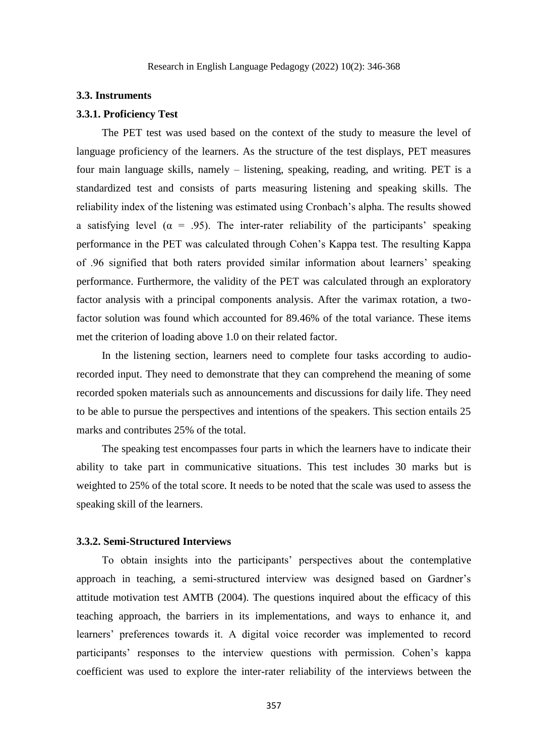### 3.3. Instruments

#### 3.3.1. Proficiency Test

The PET test was used based on the context of the study to measure the level of language proficiency of the learners. As the structure of the test displays, PET measures four main language skills, namely – listening, speaking, reading, and writing. PET is a standardized test and consists of parts measuring listening and speaking skills. The reliability index of the listening was estimated using Cronbach's alpha. The results showed a satisfying level ($\alpha$ = .95). The inter-rater reliability of the participants' speaking performance in the PET was calculated through Cohen's Kappa test. The resulting Kappa of .96 signified that both raters provided similar information about learners' speaking performance. Furthermore, the validity of the PET was calculated through an exploratory factor analysis with a principal components analysis. After the varimax rotation, a two-factor solution was found which accounted for 89.46% of the total variance. These items met the criterion of loading above 1.0 on their related factor.

In the listening section, learners need to complete four tasks according to audio-recorded input. They need to demonstrate that they can comprehend the meaning of some recorded spoken materials such as announcements and discussions for daily life. They need to be able to pursue the perspectives and intentions of the speakers. This section entails 25 marks and contributes 25% of the total.

The speaking test encompasses four parts in which the learners have to indicate their ability to take part in communicative situations. This test includes 30 marks but is weighted to 25% of the total score. It needs to be noted that the scale was used to assess the speaking skill of the learners.

#### 3.3.2. Semi-Structured Interviews

To obtain insights into the participants' perspectives about the contemplative approach in teaching, a semi-structured interview was designed based on Gardner's attitude motivation test AMTB (2004). The questions inquired about the efficacy of this teaching approach, the barriers in its implementations, and ways to enhance it, and learners' preferences towards it. A digital voice recorder was implemented to record participants' responses to the interview questions with permission. Cohen's kappa coefficient was used to explore the inter-rater reliability of the interviews between the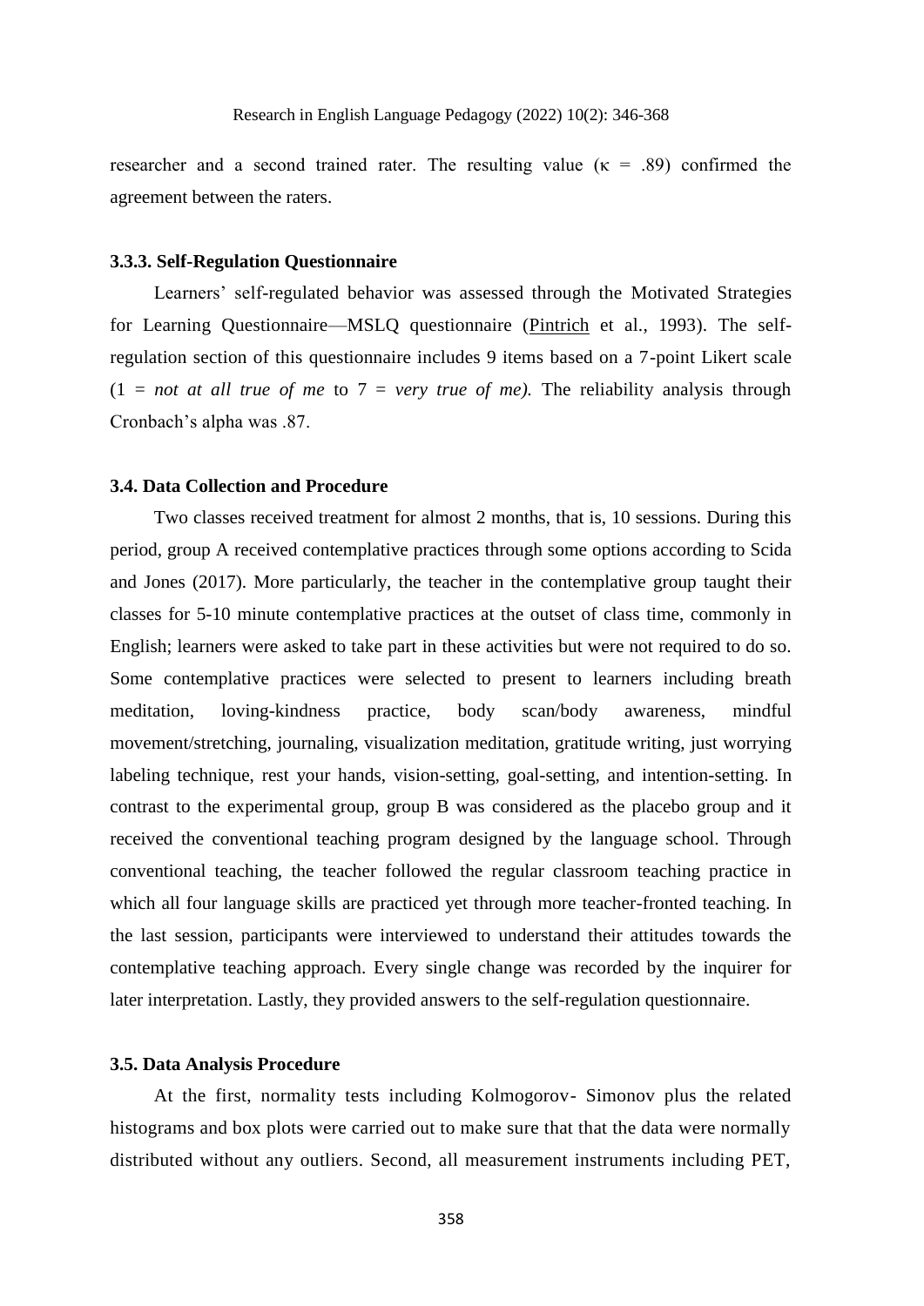researcher and a second trained rater. The resulting value (κ = .89) confirmed the agreement between the raters.

### 3.3.3. Self-Regulation Questionnaire

Learners' self-regulated behavior was assessed through the Motivated Strategies for Learning Questionnaire—MSLQ questionnaire (Pintrich et al., 1993). The self-regulation section of this questionnaire includes 9 items based on a 7-point Likert scale (1 = *not at all true of me* to 7 = *very true of me).* The reliability analysis through Cronbach's alpha was .87.

## 3.4. Data Collection and Procedure

Two classes received treatment for almost 2 months, that is, 10 sessions. During this period, group A received contemplative practices through some options according to Scida and Jones (2017). More particularly, the teacher in the contemplative group taught their classes for 5-10 minute contemplative practices at the outset of class time, commonly in English; learners were asked to take part in these activities but were not required to do so. Some contemplative practices were selected to present to learners including breath meditation, loving-kindness practice, body scan/body awareness, mindful movement/stretching, journaling, visualization meditation, gratitude writing, just worrying labeling technique, rest your hands, vision-setting, goal-setting, and intention-setting. In contrast to the experimental group, group B was considered as the placebo group and it received the conventional teaching program designed by the language school. Through conventional teaching, the teacher followed the regular classroom teaching practice in which all four language skills are practiced yet through more teacher-fronted teaching. In the last session, participants were interviewed to understand their attitudes towards the contemplative teaching approach. Every single change was recorded by the inquirer for later interpretation. Lastly, they provided answers to the self-regulation questionnaire.

## 3.5. Data Analysis Procedure

At the first, normality tests including Kolmogorov- Simonov plus the related histograms and box plots were carried out to make sure that that the data were normally distributed without any outliers. Second, all measurement instruments including PET,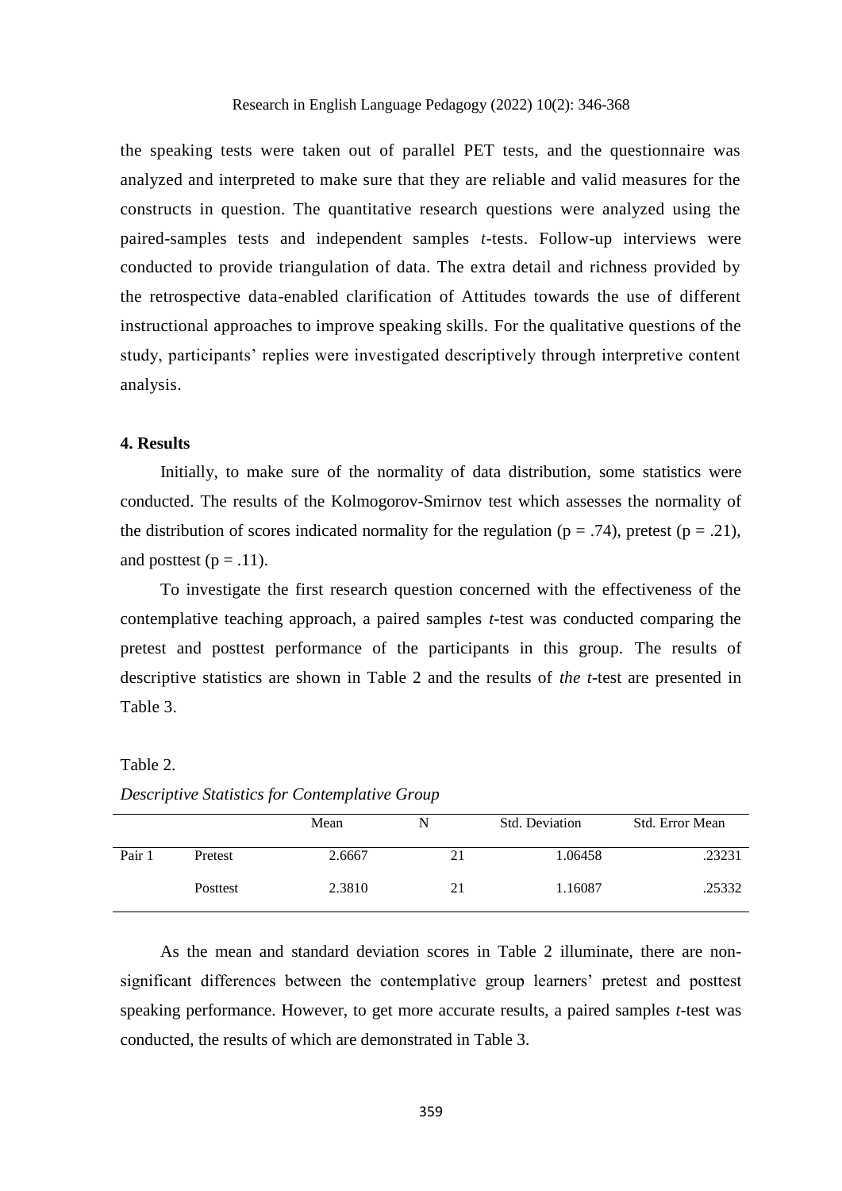the speaking tests were taken out of parallel PET tests, and the questionnaire was analyzed and interpreted to make sure that they are reliable and valid measures for the constructs in question. The quantitative research questions were analyzed using the paired-samples tests and independent samples *t*-tests. Follow-up interviews were conducted to provide triangulation of data. The extra detail and richness provided by the retrospective data-enabled clarification of Attitudes towards the use of different instructional approaches to improve speaking skills. For the qualitative questions of the study, participants' replies were investigated descriptively through interpretive content analysis.

## 4. Results

Initially, to make sure of the normality of data distribution, some statistics were conducted. The results of the Kolmogorov-Smirnov test which assesses the normality of the distribution of scores indicated normality for the regulation ($p = .74$), pretest ($p = .21$), and posttest ($p = .11$).

To investigate the first research question concerned with the effectiveness of the contemplative teaching approach, a paired samples *t*-test was conducted comparing the pretest and posttest performance of the participants in this group. The results of descriptive statistics are shown in Table 2 and the results of *the t*-test are presented in Table 3.

Table 2.

*Descriptive Statistics for Contemplative Group*

| | | Mean | N | Std. Deviation | Std. Error Mean |
|---|---|---|---|---|---|
| Pair 1 | Pretest | 2.6667 | 21 | 1.06458 | .23231 |
| | Posttest | 2.3810 | 21 | 1.16087 | .25332 |

As the mean and standard deviation scores in Table 2 illuminate, there are non-significant differences between the contemplative group learners' pretest and posttest speaking performance. However, to get more accurate results, a paired samples *t*-test was conducted, the results of which are demonstrated in Table 3.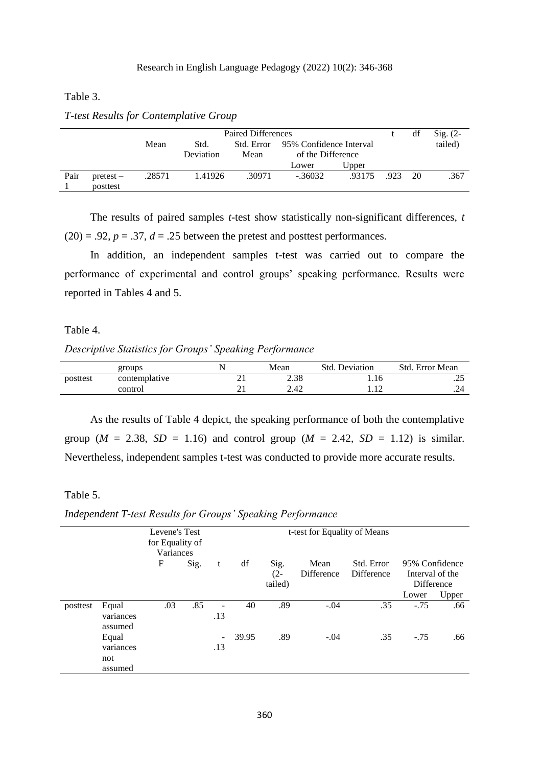Table 3.

*T-test Results for Contemplative Group*

| | | Paired Differences | | | | | t | df | Sig. (2-tailed) |
|---|---|---|---|---|---|---|---|---|---|
| | | Mean | Std. Deviation | Std. Error Mean | 95% Confidence Interval of the Difference | | | | |
| | | | | | Lower | Upper | | | |
| Pair 1 | pretest – posttest | .28571 | 1.41926 | .30971 | -.36032 | .93175 | .923 | 20 | .367 |

The results of paired samples *t*-test show statistically non-significant differences, $t(20) = .92$, $p = .37$, $d = .25$ between the pretest and posttest performances.

In addition, an independent samples t-test was carried out to compare the performance of experimental and control groups' speaking performance. Results were reported in Tables 4 and 5.

Table 4.

*Descriptive Statistics for Groups' Speaking Performance*

| | groups | N | Mean | Std. Deviation | Std. Error Mean |
|---|---|---|---|---|---|
| posttest | contemplative | 21 | 2.38 | 1.16 | .25 |
| | control | 21 | 2.42 | 1.12 | .24 |

As the results of Table 4 depict, the speaking performance of both the contemplative group ($M = 2.38$, $SD = 1.16$) and control group ($M = 2.42$, $SD = 1.12$) is similar. Nevertheless, independent samples t-test was conducted to provide more accurate results.

Table 5.

*Independent T-test Results for Groups' Speaking Performance*

| | | Levene's Test for Equality of Variances | | t-test for Equality of Means | | | | | | |
|---|---|---|---|---|---|---|---|---|---|---|
| | | F | Sig. | t | df | Sig. (2-tailed) | Mean Difference | Std. Error Difference | 95% Confidence Interval of the Difference | |
| | | | | | | | | | Lower | Upper |
| posttest | Equal variances assumed | .03 | .85 | -.13 | 40 | .89 | -.04 | .35 | -.75 | .66 |
| | Equal variances not assumed | | | -.13 | 39.95 | .89 | -.04 | .35 | -.75 | .66 |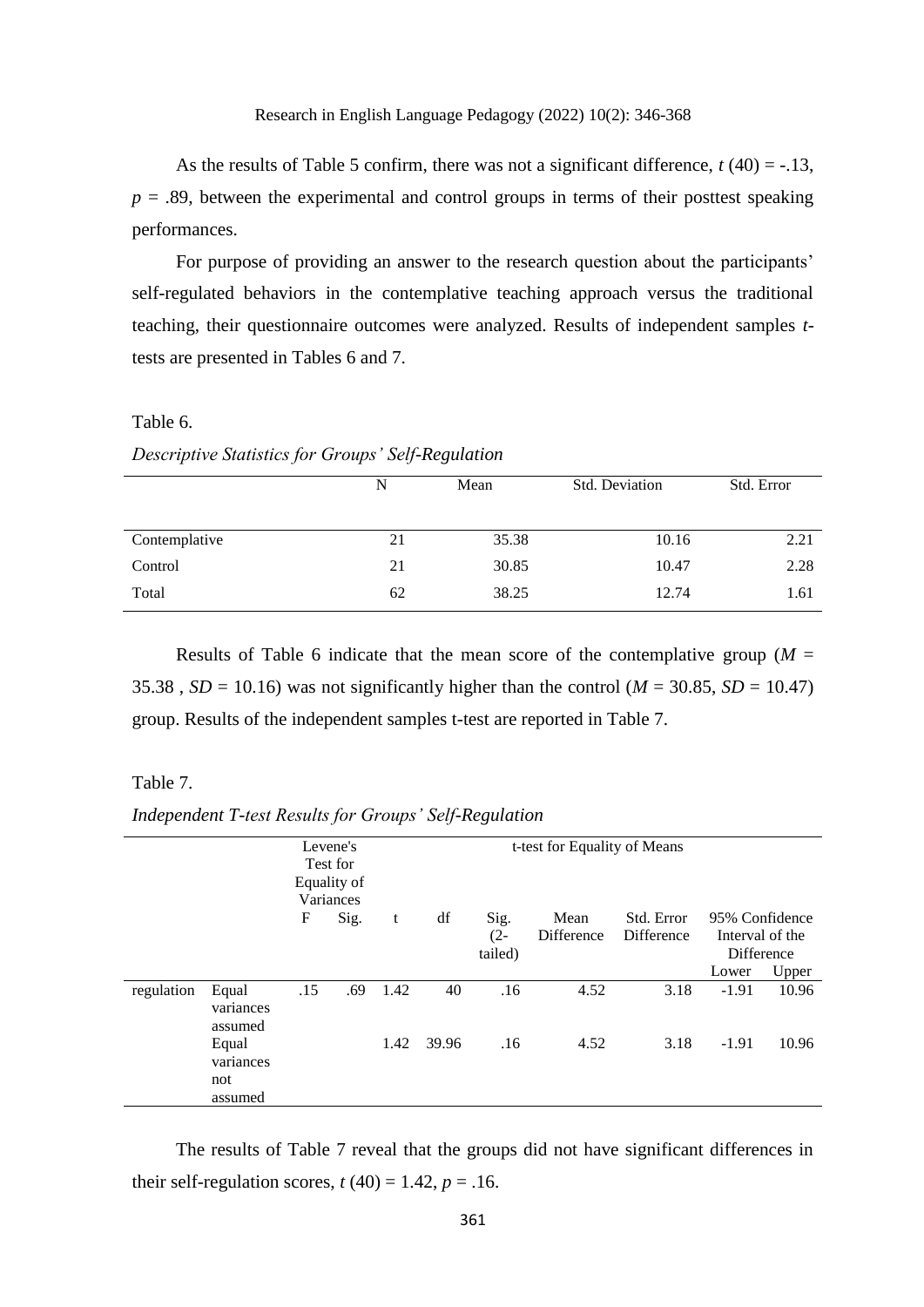As the results of Table 5 confirm, there was not a significant difference, $t$ (40) = -.13, $p$ = .89, between the experimental and control groups in terms of their posttest speaking performances.

For purpose of providing an answer to the research question about the participants' self-regulated behaviors in the contemplative teaching approach versus the traditional teaching, their questionnaire outcomes were analyzed. Results of independent samples $t$-tests are presented in Tables 6 and 7.

Table 6.

*Descriptive Statistics for Groups' Self-Regulation*

| | N | Mean | Std. Deviation | Std. Error |
|---|---|---|---|---|
| Contemplative | 21 | 35.38 | 10.16 | 2.21 |
| Control | 21 | 30.85 | 10.47 | 2.28 |
| Total | 62 | 38.25 | 12.74 | 1.61 |

Results of Table 6 indicate that the mean score of the contemplative group ($M$ = 35.38 , $SD$ = 10.16) was not significantly higher than the control ($M$ = 30.85, $SD$ = 10.47) group. Results of the independent samples t-test are reported in Table 7.

Table 7.

*Independent T-test Results for Groups' Self-Regulation*

| | | Levene's Test for Equality of Variances | | t-test for Equality of Means | | | | | | |
|---|---|---|---|---|---|---|---|---|---|---|
| | | F | Sig. | t | df | Sig. (2-tailed) | Mean Difference | Std. Error Difference | 95% Confidence Interval of the Difference | |
| | | | | | | | | | Lower | Upper |
| regulation | Equal variances assumed | .15 | .69 | 1.42 | 40 | .16 | 4.52 | 3.18 | -1.91 | 10.96 |
| | Equal variances not assumed | | | 1.42 | 39.96 | .16 | 4.52 | 3.18 | -1.91 | 10.96 |

The results of Table 7 reveal that the groups did not have significant differences in their self-regulation scores, $t$ (40) = 1.42, $p$ = .16.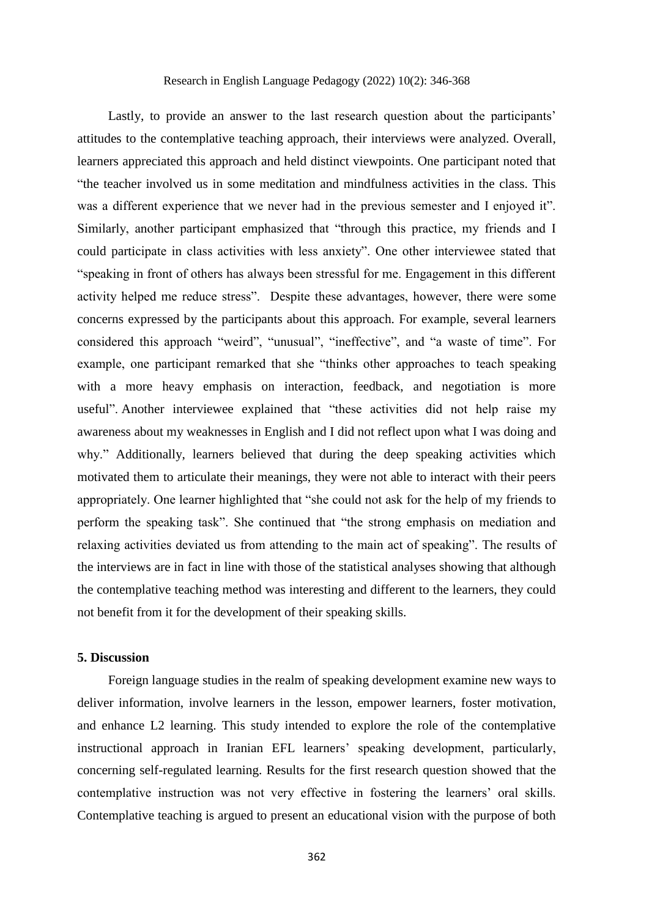Lastly, to provide an answer to the last research question about the participants' attitudes to the contemplative teaching approach, their interviews were analyzed. Overall, learners appreciated this approach and held distinct viewpoints. One participant noted that "the teacher involved us in some meditation and mindfulness activities in the class. This was a different experience that we never had in the previous semester and I enjoyed it". Similarly, another participant emphasized that "through this practice, my friends and I could participate in class activities with less anxiety". One other interviewee stated that "speaking in front of others has always been stressful for me. Engagement in this different activity helped me reduce stress". Despite these advantages, however, there were some concerns expressed by the participants about this approach. For example, several learners considered this approach "weird", "unusual", "ineffective", and "a waste of time". For example, one participant remarked that she "thinks other approaches to teach speaking with a more heavy emphasis on interaction, feedback, and negotiation is more useful". Another interviewee explained that "these activities did not help raise my awareness about my weaknesses in English and I did not reflect upon what I was doing and why." Additionally, learners believed that during the deep speaking activities which motivated them to articulate their meanings, they were not able to interact with their peers appropriately. One learner highlighted that "she could not ask for the help of my friends to perform the speaking task". She continued that "the strong emphasis on mediation and relaxing activities deviated us from attending to the main act of speaking". The results of the interviews are in fact in line with those of the statistical analyses showing that although the contemplative teaching method was interesting and different to the learners, they could not benefit from it for the development of their speaking skills.

## 5. Discussion

Foreign language studies in the realm of speaking development examine new ways to deliver information, involve learners in the lesson, empower learners, foster motivation, and enhance L2 learning. This study intended to explore the role of the contemplative instructional approach in Iranian EFL learners' speaking development, particularly, concerning self-regulated learning. Results for the first research question showed that the contemplative instruction was not very effective in fostering the learners' oral skills. Contemplative teaching is argued to present an educational vision with the purpose of both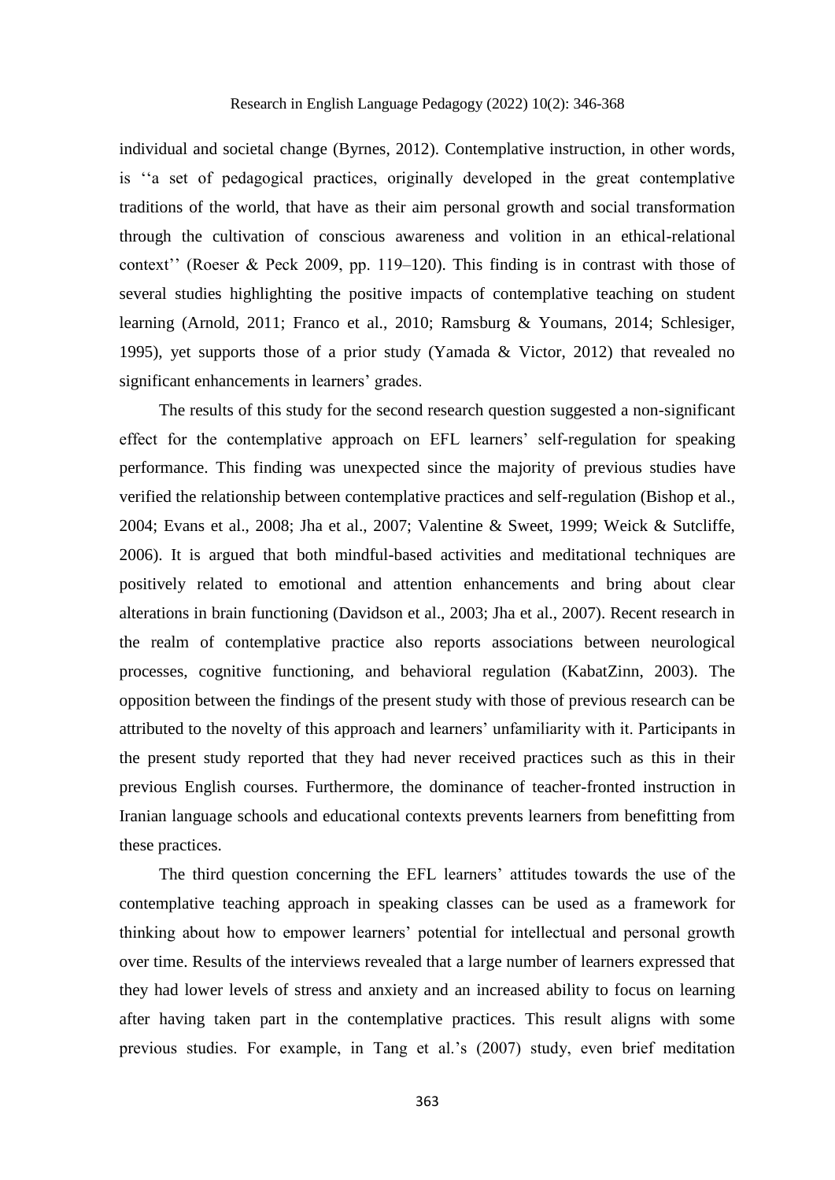individual and societal change (Byrnes, 2012). Contemplative instruction, in other words, is ''a set of pedagogical practices, originally developed in the great contemplative traditions of the world, that have as their aim personal growth and social transformation through the cultivation of conscious awareness and volition in an ethical-relational context'' (Roeser & Peck 2009, pp. 119–120). This finding is in contrast with those of several studies highlighting the positive impacts of contemplative teaching on student learning (Arnold, 2011; Franco et al., 2010; Ramsburg & Youmans, 2014; Schlesiger, 1995), yet supports those of a prior study (Yamada & Victor, 2012) that revealed no significant enhancements in learners' grades.

The results of this study for the second research question suggested a non-significant effect for the contemplative approach on EFL learners' self-regulation for speaking performance. This finding was unexpected since the majority of previous studies have verified the relationship between contemplative practices and self-regulation (Bishop et al., 2004; Evans et al., 2008; Jha et al., 2007; Valentine & Sweet, 1999; Weick & Sutcliffe, 2006). It is argued that both mindful-based activities and meditational techniques are positively related to emotional and attention enhancements and bring about clear alterations in brain functioning (Davidson et al., 2003; Jha et al., 2007). Recent research in the realm of contemplative practice also reports associations between neurological processes, cognitive functioning, and behavioral regulation (KabatZinn, 2003). The opposition between the findings of the present study with those of previous research can be attributed to the novelty of this approach and learners' unfamiliarity with it. Participants in the present study reported that they had never received practices such as this in their previous English courses. Furthermore, the dominance of teacher-fronted instruction in Iranian language schools and educational contexts prevents learners from benefitting from these practices.

The third question concerning the EFL learners' attitudes towards the use of the contemplative teaching approach in speaking classes can be used as a framework for thinking about how to empower learners' potential for intellectual and personal growth over time. Results of the interviews revealed that a large number of learners expressed that they had lower levels of stress and anxiety and an increased ability to focus on learning after having taken part in the contemplative practices. This result aligns with some previous studies. For example, in Tang et al.'s (2007) study, even brief meditation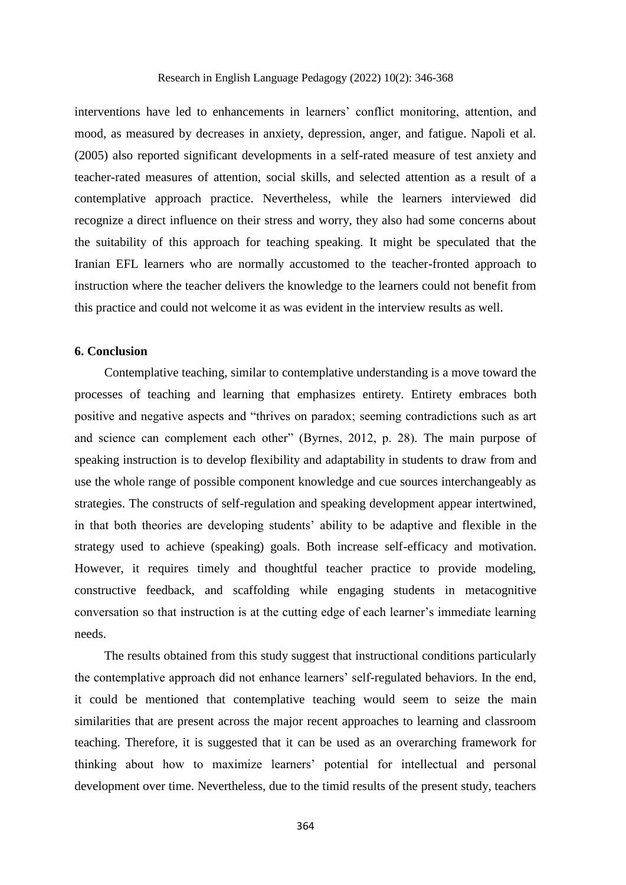interventions have led to enhancements in learners' conflict monitoring, attention, and mood, as measured by decreases in anxiety, depression, anger, and fatigue. Napoli et al. (2005) also reported significant developments in a self-rated measure of test anxiety and teacher-rated measures of attention, social skills, and selected attention as a result of a contemplative approach practice. Nevertheless, while the learners interviewed did recognize a direct influence on their stress and worry, they also had some concerns about the suitability of this approach for teaching speaking. It might be speculated that the Iranian EFL learners who are normally accustomed to the teacher-fronted approach to instruction where the teacher delivers the knowledge to the learners could not benefit from this practice and could not welcome it as was evident in the interview results as well.

## 6. Conclusion

Contemplative teaching, similar to contemplative understanding is a move toward the processes of teaching and learning that emphasizes entirety. Entirety embraces both positive and negative aspects and "thrives on paradox; seeming contradictions such as art and science can complement each other" (Byrnes, 2012, p. 28). The main purpose of speaking instruction is to develop flexibility and adaptability in students to draw from and use the whole range of possible component knowledge and cue sources interchangeably as strategies. The constructs of self-regulation and speaking development appear intertwined, in that both theories are developing students' ability to be adaptive and flexible in the strategy used to achieve (speaking) goals. Both increase self-efficacy and motivation. However, it requires timely and thoughtful teacher practice to provide modeling, constructive feedback, and scaffolding while engaging students in metacognitive conversation so that instruction is at the cutting edge of each learner's immediate learning needs.

The results obtained from this study suggest that instructional conditions particularly the contemplative approach did not enhance learners' self-regulated behaviors. In the end, it could be mentioned that contemplative teaching would seem to seize the main similarities that are present across the major recent approaches to learning and classroom teaching. Therefore, it is suggested that it can be used as an overarching framework for thinking about how to maximize learners' potential for intellectual and personal development over time. Nevertheless, due to the timid results of the present study, teachers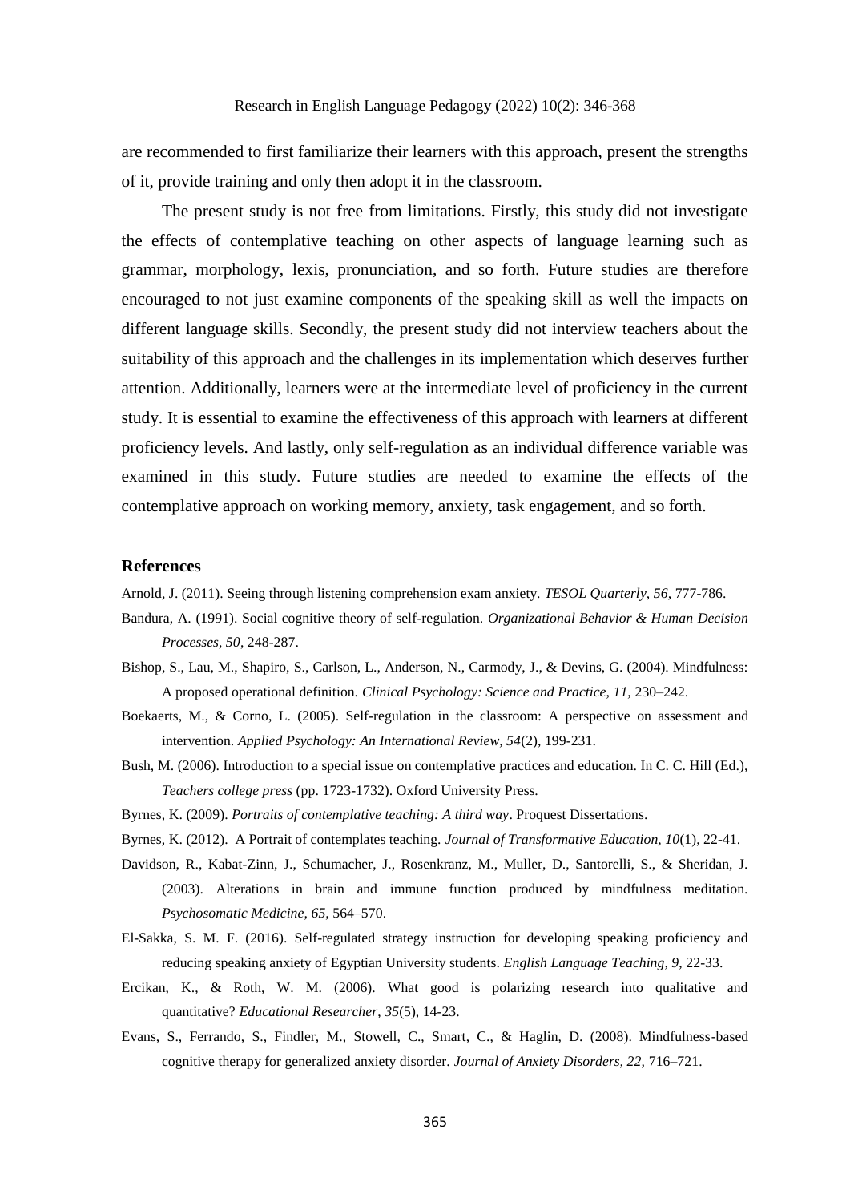are recommended to first familiarize their learners with this approach, present the strengths of it, provide training and only then adopt it in the classroom.

The present study is not free from limitations. Firstly, this study did not investigate the effects of contemplative teaching on other aspects of language learning such as grammar, morphology, lexis, pronunciation, and so forth. Future studies are therefore encouraged to not just examine components of the speaking skill as well the impacts on different language skills. Secondly, the present study did not interview teachers about the suitability of this approach and the challenges in its implementation which deserves further attention. Additionally, learners were at the intermediate level of proficiency in the current study. It is essential to examine the effectiveness of this approach with learners at different proficiency levels. And lastly, only self-regulation as an individual difference variable was examined in this study. Future studies are needed to examine the effects of the contemplative approach on working memory, anxiety, task engagement, and so forth.

## References

Arnold, J. (2011). Seeing through listening comprehension exam anxiety. *TESOL Quarterly, 56,* 777-786.

Bandura, A. (1991). Social cognitive theory of self-regulation. *Organizational Behavior & Human Decision Processes, 50*, 248-287.

Bishop, S., Lau, M., Shapiro, S., Carlson, L., Anderson, N., Carmody, J., & Devins, G. (2004). Mindfulness: A proposed operational definition. *Clinical Psychology: Science and Practice, 11,* 230–242.

Boekaerts, M., & Corno, L. (2005). Self-regulation in the classroom: A perspective on assessment and intervention. *Applied Psychology: An International Review, 54*(2), 199-231.

Bush, M. (2006). Introduction to a special issue on contemplative practices and education. In C. C. Hill (Ed.), *Teachers college press* (pp. 1723-1732). Oxford University Press.

Byrnes, K. (2009). *Portraits of contemplative teaching: A third way*. Proquest Dissertations.

Byrnes, K. (2012). A Portrait of contemplates teaching. *Journal of Transformative Education, 10*(1), 22-41.

Davidson, R., Kabat-Zinn, J., Schumacher, J., Rosenkranz, M., Muller, D., Santorelli, S., & Sheridan, J. (2003). Alterations in brain and immune function produced by mindfulness meditation. *Psychosomatic Medicine, 65,* 564–570.

El-Sakka, S. M. F. (2016). Self-regulated strategy instruction for developing speaking proficiency and reducing speaking anxiety of Egyptian University students. *English Language Teaching, 9*, 22-33.

Ercikan, K., & Roth, W. M. (2006). What good is polarizing research into qualitative and quantitative? *Educational Researcher*, *35*(5), 14-23.

Evans, S., Ferrando, S., Findler, M., Stowell, C., Smart, C., & Haglin, D. (2008). Mindfulness-based cognitive therapy for generalized anxiety disorder. *Journal of Anxiety Disorders, 22,* 716–721.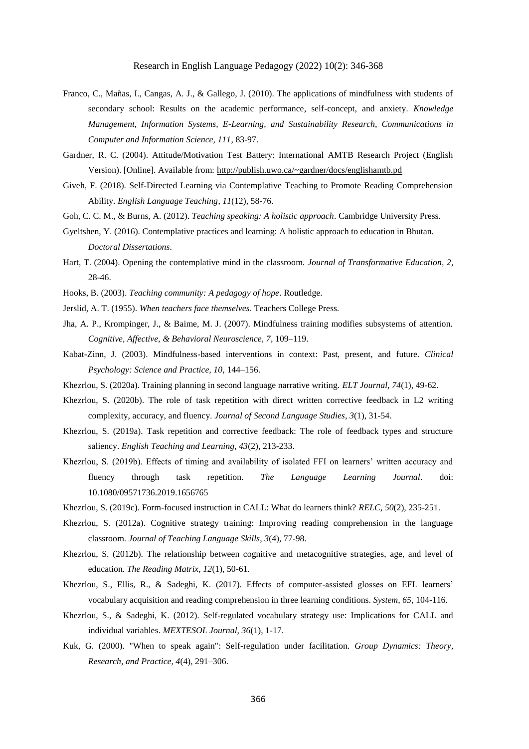Franco, C., Mañas, I., Cangas, A. J., & Gallego, J. (2010). The applications of mindfulness with students of secondary school: Results on the academic performance, self-concept, and anxiety. *Knowledge Management, Information Systems, E-Learning, and Sustainability Research, Communications in Computer and Information Science, 111*, 83-97.

Gardner, R. C. (2004). Attitude/Motivation Test Battery: International AMTB Research Project (English Version). [Online]. Available from: http://publish.uwo.ca/~gardner/docs/englishamtb.pd

Giveh, F. (2018). Self-Directed Learning via Contemplative Teaching to Promote Reading Comprehension Ability. *English Language Teaching*, *11*(12), 58-76.

Goh, C. C. M., & Burns, A. (2012). *Teaching speaking: A holistic approach*. Cambridge University Press.

Gyeltshen, Y. (2016). Contemplative practices and learning: A holistic approach to education in Bhutan. *Doctoral Dissertations*.

Hart, T. (2004). Opening the contemplative mind in the classroom. *Journal of Transformative Education, 2*, 28-46.

Hooks, B. (2003). *Teaching community: A pedagogy of hope*. Routledge.

Jerslid, A. T. (1955). *When teachers face themselves*. Teachers College Press.

Jha, A. P., Krompinger, J., & Baime, M. J. (2007). Mindfulness training modifies subsystems of attention. *Cognitive, Affective, & Behavioral Neuroscience, 7*, 109–119.

Kabat-Zinn, J. (2003). Mindfulness-based interventions in context: Past, present, and future. *Clinical Psychology: Science and Practice, 10*, 144–156.

Khezrlou, S. (2020a). Training planning in second language narrative writing. *ELT Journal*, *74*(1), 49-62.

Khezrlou, S. (2020b). The role of task repetition with direct written corrective feedback in L2 writing complexity, accuracy, and fluency. *Journal of Second Language Studies*, *3*(1), 31-54.

Khezrlou, S. (2019a). Task repetition and corrective feedback: The role of feedback types and structure saliency. *English Teaching and Learning, 43*(2), 213-233.

Khezrlou, S. (2019b). Effects of timing and availability of isolated FFI on learners' written accuracy and fluency through task repetition. *The Language Learning Journal*. doi: 10.1080/09571736.2019.1656765

Khezrlou, S. (2019c). Form-focused instruction in CALL: What do learners think? *RELC*, *50*(2), 235-251.

Khezrlou, S. (2012a). Cognitive strategy training: Improving reading comprehension in the language classroom. *Journal of Teaching Language Skills*, *3*(4), 77-98.

Khezrlou, S. (2012b). The relationship between cognitive and metacognitive strategies, age, and level of education. *The Reading Matrix, 12*(1), 50-61.

Khezrlou, S., Ellis, R., & Sadeghi, K. (2017). Effects of computer-assisted glosses on EFL learners' vocabulary acquisition and reading comprehension in three learning conditions. *System, 65*, 104-116.

Khezrlou, S., & Sadeghi, K. (2012). Self-regulated vocabulary strategy use: Implications for CALL and individual variables. *MEXTESOL Journal, 36*(1), 1-17.

Kuk, G. (2000). "When to speak again": Self-regulation under facilitation. *Group Dynamics: Theory, Research, and Practice, 4*(4), 291–306.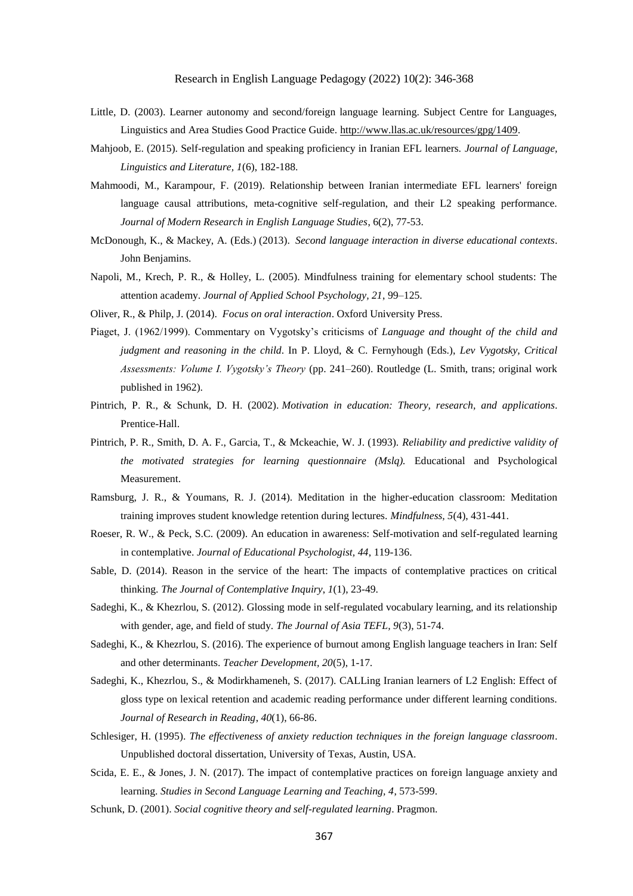Little, D. (2003). Learner autonomy and second/foreign language learning. Subject Centre for Languages, Linguistics and Area Studies Good Practice Guide. http://www.llas.ac.uk/resources/gpg/1409.

Mahjoob, E. (2015). Self-regulation and speaking proficiency in Iranian EFL learners. *Journal of Language, Linguistics and Literature, 1*(6), 182-188.

Mahmoodi, M., Karampour, F. (2019). Relationship between Iranian intermediate EFL learners' foreign language causal attributions, meta-cognitive self-regulation, and their L2 speaking performance. *Journal of Modern Research in English Language Studies*, 6(2), 77-53.

McDonough, K., & Mackey, A. (Eds.) (2013). *Second language interaction in diverse educational contexts*. John Benjamins.

Napoli, M., Krech, P. R., & Holley, L. (2005). Mindfulness training for elementary school students: The attention academy. *Journal of Applied School Psychology, 21*, 99–125.

Oliver, R., & Philp, J. (2014). *Focus on oral interaction*. Oxford University Press.

Piaget, J. (1962/1999). Commentary on Vygotsky's criticisms of *Language and thought of the child and judgment and reasoning in the child*. In P. Lloyd, & C. Fernyhough (Eds.), *Lev Vygotsky, Critical Assessments: Volume I. Vygotsky's Theory* (pp. 241–260). Routledge (L. Smith, trans; original work published in 1962).

Pintrich, P. R., & Schunk, D. H. (2002). *Motivation in education: Theory, research, and applications*. Prentice-Hall.

Pintrich, P. R., Smith, D. A. F., Garcia, T., & Mckeachie, W. J. (1993). *Reliability and predictive validity of the motivated strategies for learning questionnaire (Mslq).* Educational and Psychological Measurement.

Ramsburg, J. R., & Youmans, R. J. (2014). Meditation in the higher-education classroom: Meditation training improves student knowledge retention during lectures. *Mindfulness, 5*(4), 431-441.

Roeser, R. W., & Peck, S.C. (2009). An education in awareness: Self-motivation and self-regulated learning in contemplative. *Journal of Educational Psychologist, 44*, 119-136.

Sable, D. (2014). Reason in the service of the heart: The impacts of contemplative practices on critical thinking. *The Journal of Contemplative Inquiry, 1*(1), 23-49.

Sadeghi, K., & Khezrlou, S. (2012). Glossing mode in self-regulated vocabulary learning, and its relationship with gender, age, and field of study. *The Journal of Asia TEFL, 9*(3), 51-74.

Sadeghi, K., & Khezrlou, S. (2016). The experience of burnout among English language teachers in Iran: Self and other determinants. *Teacher Development, 20*(5), 1-17.

Sadeghi, K., Khezrlou, S., & Modirkhameneh, S. (2017). CALLing Iranian learners of L2 English: Effect of gloss type on lexical retention and academic reading performance under different learning conditions. *Journal of Research in Reading*, *40*(1), 66-86.

Schlesiger, H. (1995). *The effectiveness of anxiety reduction techniques in the foreign language classroom*. Unpublished doctoral dissertation, University of Texas, Austin, USA.

Scida, E. E., & Jones, J. N. (2017). The impact of contemplative practices on foreign language anxiety and learning. *Studies in Second Language Learning and Teaching*, *4*, 573-599.

Schunk, D. (2001). *Social cognitive theory and self-regulated learning*. Pragmon.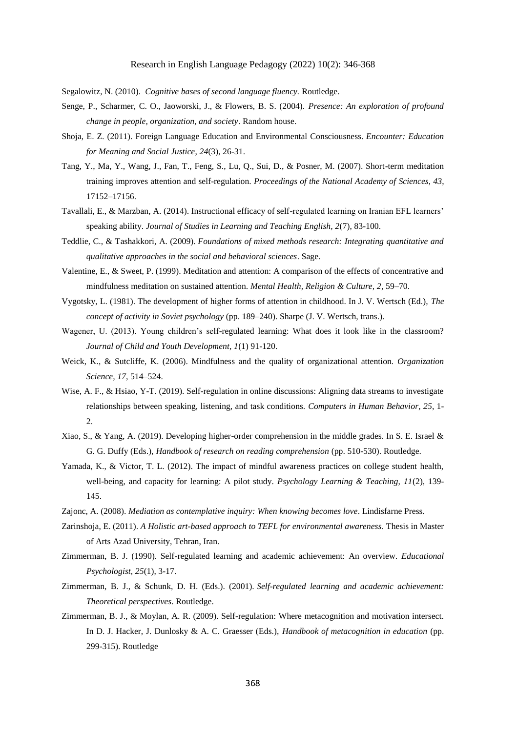Segalowitz, N. (2010). *Cognitive bases of second language fluency*. Routledge.

Senge, P., Scharmer, C. O., Jaoworski, J., & Flowers, B. S. (2004). *Presence: An exploration of profound change in people, organization, and society*. Random house.

Shoja, E. Z. (2011). Foreign Language Education and Environmental Consciousness. *Encounter: Education for Meaning and Social Justice, 24*(3), 26-31.

Tang, Y., Ma, Y., Wang, J., Fan, T., Feng, S., Lu, Q., Sui, D., & Posner, M. (2007). Short-term meditation training improves attention and self-regulation. *Proceedings of the National Academy of Sciences, 43*, 17152–17156.

Tavallali, E., & Marzban, A. (2014). Instructional efficacy of self-regulated learning on Iranian EFL learners' speaking ability. *Journal of Studies in Learning and Teaching English, 2*(7), 83-100.

Teddlie, C., & Tashakkori, A. (2009). *Foundations of mixed methods research: Integrating quantitative and qualitative approaches in the social and behavioral sciences*. Sage.

Valentine, E., & Sweet, P. (1999). Meditation and attention: A comparison of the effects of concentrative and mindfulness meditation on sustained attention. *Mental Health, Religion & Culture, 2*, 59–70.

Vygotsky, L. (1981). The development of higher forms of attention in childhood. In J. V. Wertsch (Ed.), *The concept of activity in Soviet psychology* (pp. 189–240). Sharpe (J. V. Wertsch, trans.).

Wagener, U. (2013). Young children's self-regulated learning: What does it look like in the classroom? *Journal of Child and Youth Development, 1*(1) 91-120.

Weick, K., & Sutcliffe, K. (2006). Mindfulness and the quality of organizational attention. *Organization Science, 17*, 514–524.

Wise, A. F., & Hsiao, Y-T. (2019). Self-regulation in online discussions: Aligning data streams to investigate relationships between speaking, listening, and task conditions. *Computers in Human Behavior, 25*, 1-2.

Xiao, S., & Yang, A. (2019). Developing higher-order comprehension in the middle grades. In S. E. Israel & G. G. Duffy (Eds.), *Handbook of research on reading comprehension* (pp. 510-530). Routledge.

Yamada, K., & Victor, T. L. (2012). The impact of mindful awareness practices on college student health, well-being, and capacity for learning: A pilot study. *Psychology Learning & Teaching, 11*(2), 139-145.

Zajonc, A. (2008). *Mediation as contemplative inquiry: When knowing becomes love*. Lindisfarne Press.

Zarinshoja, E. (2011). *A Holistic art-based approach to TEFL for environmental awareness.* Thesis in Master of Arts Azad University, Tehran, Iran.

Zimmerman, B. J. (1990). Self-regulated learning and academic achievement: An overview. *Educational Psychologist, 25*(1), 3-17.

Zimmerman, B. J., & Schunk, D. H. (Eds.). (2001). *Self-regulated learning and academic achievement: Theoretical perspectives*. Routledge.

Zimmerman, B. J., & Moylan, A. R. (2009). Self-regulation: Where metacognition and motivation intersect. In D. J. Hacker, J. Dunlosky & A. C. Graesser (Eds.), *Handbook of metacognition in education* (pp. 299-315). Routledge